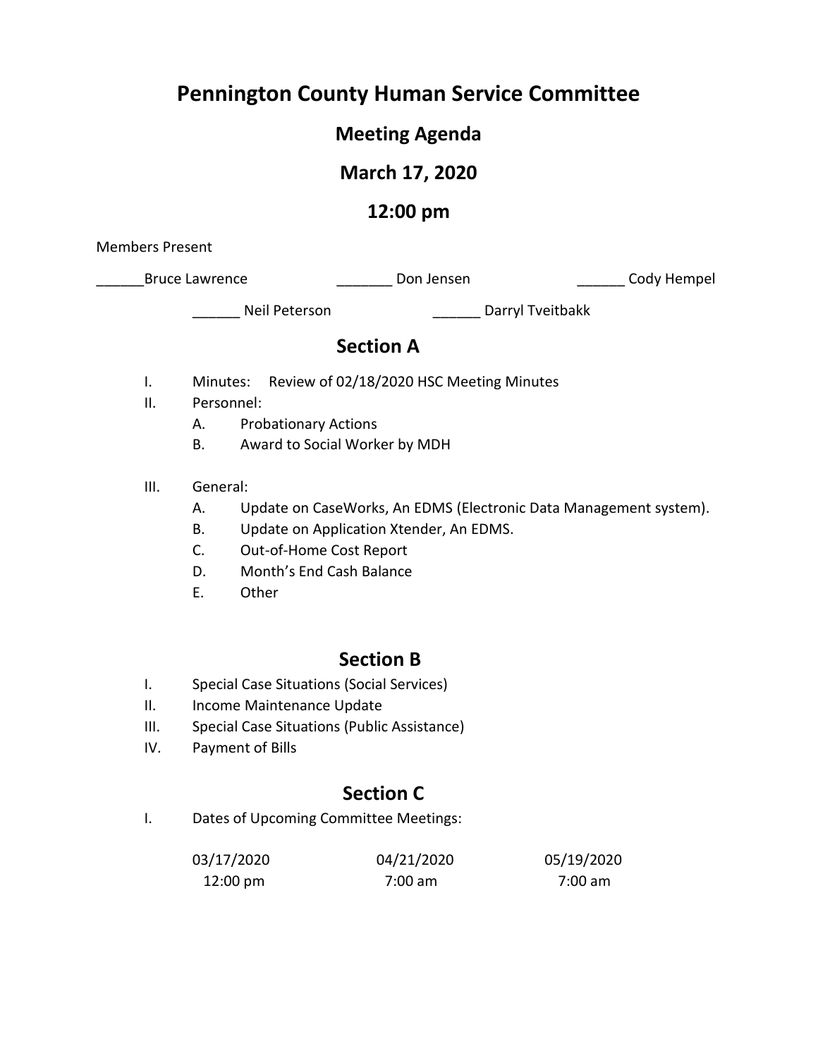# Pennington County Human Service Committee

## Meeting Agenda

## March 17, 2020

## 12:00 pm

Members Present

______Bruce Lawrence _______ Don Jensen ______ Cody Hempel

______ Neil Peterson ______ Darryl Tveitbakk

## Section A

I. Minutes: Review of 02/18/2020 HSC Meeting Minutes

II. Personnel:
   - A. Probationary Actions
   - B. Award to Social Worker by MDH

III. General:
   - A. Update on CaseWorks, An EDMS (Electronic Data Management system).
   - B. Update on Application Xtender, An EDMS.
   - C. Out-of-Home Cost Report
   - D. Month's End Cash Balance
   - E. Other

## Section B

I. Special Case Situations (Social Services)

II. Income Maintenance Update

III. Special Case Situations (Public Assistance)

IV. Payment of Bills

## Section C

I. Dates of Upcoming Committee Meetings:

| 03/17/2020 | 04/21/2020 | 05/19/2020 |
|---|---|---|
| 12:00 pm | 7:00 am | 7:00 am |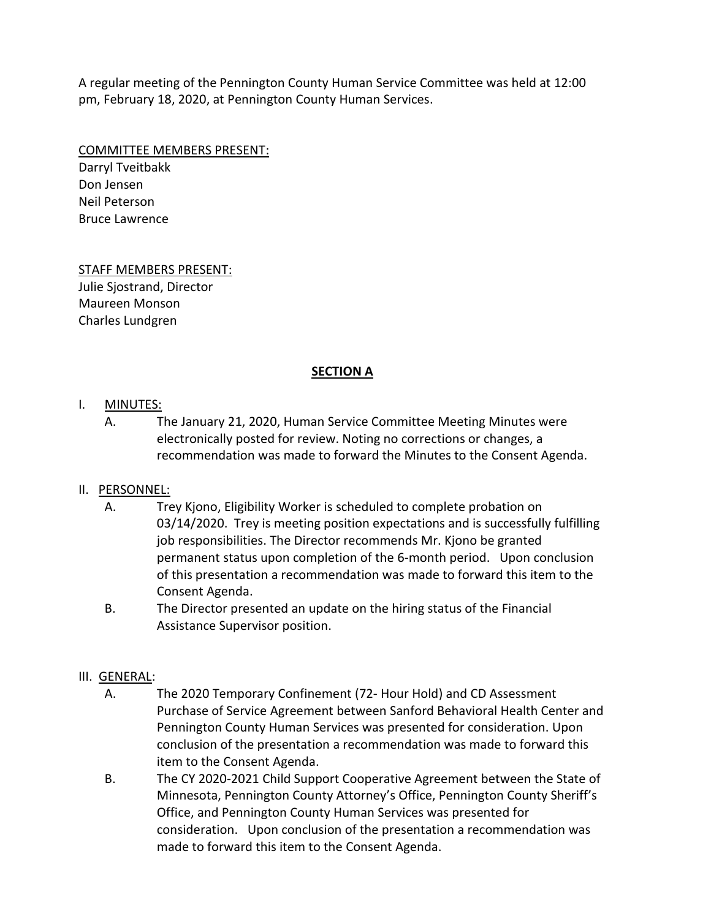A regular meeting of the Pennington County Human Service Committee was held at 12:00 pm, February 18, 2020, at Pennington County Human Services.

COMMITTEE MEMBERS PRESENT:
Darryl Tveitbakk
Don Jensen
Neil Peterson
Bruce Lawrence

STAFF MEMBERS PRESENT:
Julie Sjostrand, Director
Maureen Monson
Charles Lundgren

**SECTION A**

I. MINUTES:

A. The January 21, 2020, Human Service Committee Meeting Minutes were electronically posted for review. Noting no corrections or changes, a recommendation was made to forward the Minutes to the Consent Agenda.

II. PERSONNEL:

A. Trey Kjono, Eligibility Worker is scheduled to complete probation on 03/14/2020. Trey is meeting position expectations and is successfully fulfilling job responsibilities. The Director recommends Mr. Kjono be granted permanent status upon completion of the 6-month period. Upon conclusion of this presentation a recommendation was made to forward this item to the Consent Agenda.

B. The Director presented an update on the hiring status of the Financial Assistance Supervisor position.

III. GENERAL:

A. The 2020 Temporary Confinement (72- Hour Hold) and CD Assessment Purchase of Service Agreement between Sanford Behavioral Health Center and Pennington County Human Services was presented for consideration. Upon conclusion of the presentation a recommendation was made to forward this item to the Consent Agenda.

B. The CY 2020-2021 Child Support Cooperative Agreement between the State of Minnesota, Pennington County Attorney's Office, Pennington County Sheriff's Office, and Pennington County Human Services was presented for consideration. Upon conclusion of the presentation a recommendation was made to forward this item to the Consent Agenda.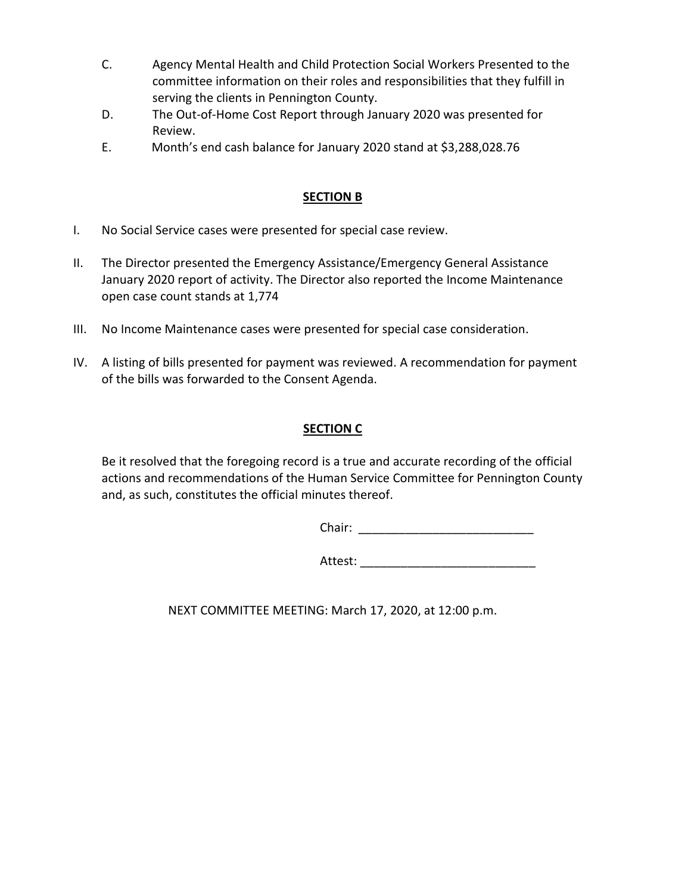C. Agency Mental Health and Child Protection Social Workers Presented to the committee information on their roles and responsibilities that they fulfill in serving the clients in Pennington County.

D. The Out-of-Home Cost Report through January 2020 was presented for Review.

E. Month's end cash balance for January 2020 stand at $3,288,028.76

## SECTION B

I. No Social Service cases were presented for special case review.

II. The Director presented the Emergency Assistance/Emergency General Assistance January 2020 report of activity. The Director also reported the Income Maintenance open case count stands at 1,774

III. No Income Maintenance cases were presented for special case consideration.

IV. A listing of bills presented for payment was reviewed. A recommendation for payment of the bills was forwarded to the Consent Agenda.

## SECTION C

Be it resolved that the foregoing record is a true and accurate recording of the official actions and recommendations of the Human Service Committee for Pennington County and, as such, constitutes the official minutes thereof.

Chair: __________________________

Attest: __________________________

NEXT COMMITTEE MEETING: March 17, 2020, at 12:00 p.m.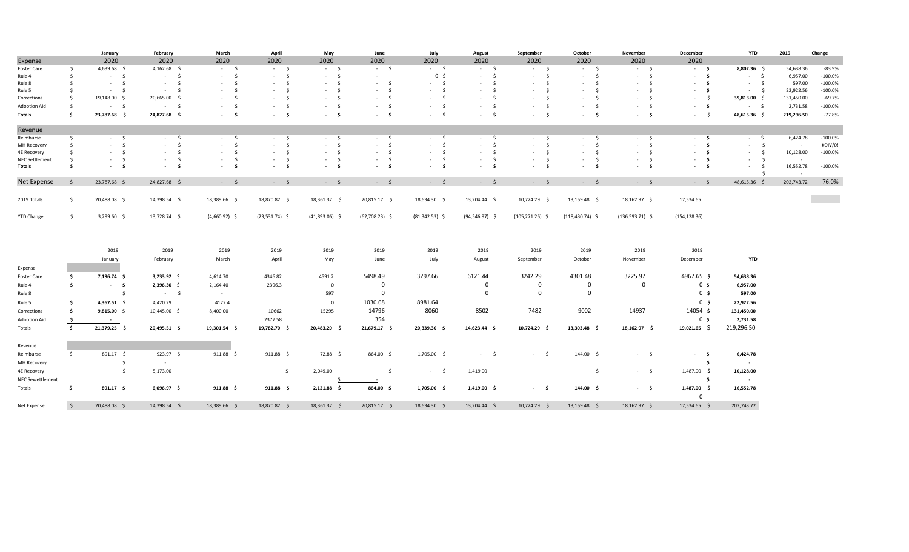| | January | February | March | April | May | June | July | August | September | October | November | December | YTD | 2019 | Change |
|---|---|---|---|---|---|---|---|---|---|---|---|---|---|---|---|
| Expense | 2020 | 2020 | 2020 | 2020 | 2020 | 2020 | 2020 | 2020 | 2020 | 2020 | 2020 | 2020 | | | |
| Foster Care | $ 4,639.68 | $ 4,162.68 | $ - | $ - | $ - | $ - | $ - | $ - | $ - | $ - | $ - | $ - | $ 8,802.36 | $ 54,638.36 | -83.9% |
| Rule 4 | $ - | $ - | $ - | $ - | $ - | $ - | 0 | $ - | $ - | $ - | $ - | $ - | $ - | $ 6,957.00 | -100.0% |
| Rule 8 | $ - | $ - | $ - | $ - | $ - | $ - | $ - | $ - | $ - | $ - | $ - | $ - | $ - | $ 597.00 | -100.0% |
| Rule 5 | $ - | $ - | $ - | $ - | $ - | $ - | $ - | $ - | $ - | $ - | $ - | $ - | $ - | $ 22,922.56 | -100.0% |
| Corrections | $ 19,148.00 | $ 20,665.00 | $ - | $ - | $ - | $ - | $ - | $ - | $ - | $ - | $ - | $ - | $ 39,813.00 | $ 131,450.00 | -69.7% |
| Adoption Aid | $ - | $ - | $ - | $ - | $ - | $ - | $ - | $ - | $ - | $ - | $ - | $ - | $ - | $ 2,731.58 | -100.0% |
| **Totals** | **$ 23,787.68** | **$ 24,827.68** | **$ -** | **$ -** | **$ -** | **$ -** | **$ -** | **$ -** | **$ -** | **$ -** | **$ -** | **$ -** | **$ 48,615.36** | $ 219,296.50 | -77.8% |
| Revenue | | | | | | | | | | | | | | | |
| Reimburse | $ - | $ - | $ - | $ - | $ - | $ - | $ - | $ - | $ - | $ - | $ - | $ - | $ - | $ 6,424.78 | -100.0% |
| MH Recovery | $ - | $ - | $ - | $ - | $ - | $ - | $ - | $ - | $ - | $ - | $ - | $ - | $ - | $ - | #DIV/0! |
| 4E Recovery | $ - | $ - | $ - | $ - | $ - | $ - | $ - | $ - | $ - | $ - | $ - | $ - | $ - | $ 10,128.00 | -100.0% |
| NFC Settlement | $ - | $ - | $ - | $ - | $ - | $ - | $ - | $ - | $ - | $ - | $ - | $ - | $ - | $ - | |
| **Totals** | **$ -** | **$ -** | **$ -** | **$ -** | **$ -** | **$ -** | **$ -** | **$ -** | **$ -** | **$ -** | **$ -** | **$ -** | **$ -** | $ 16,552.78 | -100.0% |
| Net Expense | $ 23,787.68 | $ 24,827.68 | $ - | $ - | $ - | $ - | $ - | $ - | $ - | $ - | $ - | $ - | $ 48,615.36 | $ 202,743.72 | -76.0% |
| 2019 Totals | $ 20,488.08 | $ 14,398.54 | $ 18,389.66 | $ 18,870.82 | $ 18,361.32 | $ 20,815.17 | $ 18,634.30 | $ 13,204.44 | $ 10,724.29 | $ 13,159.48 | $ 18,162.97 | 17,534.65 | | | |
| YTD Change | $ 3,299.60 | $ 13,728.74 | $ (4,660.92) | $ (23,531.74) | $ (41,893.06) | $ (62,708.23) | $ (81,342.53) | $ (94,546.97) | $ (105,271.26) | $ (118,430.74) | $ (136,593.71) | (154,128.36) | | | |

| | 2019 January | 2019 February | 2019 March | 2019 April | 2019 May | 2019 June | 2019 July | 2019 August | 2019 September | 2019 October | 2019 November | 2019 December | YTD |
|---|---|---|---|---|---|---|---|---|---|---|---|---|---|
| Expense | | | | | | | | | | | | | |
| Foster Care | **$ 7,196.74** | **$ 3,233.92** | 4,614.70 | 4346.82 | 4591.2 | 5498.49 | 3297.66 | 6121.44 | 3242.29 | 4301.48 | 3225.97 | 4967.65 | **$ 54,638.36** |
| Rule 4 | **$ -** | **$ 2,396.30** | 2,164.40 | 2396.3 | 0 | 0 | | 0 | 0 | 0 | 0 | 0 | **$ 6,957.00** |
| Rule 8 | | $ - | - | | 597 | 0 | | 0 | 0 | 0 | | 0 | **$ 597.00** |
| Rule 5 | **$ 4,367.51** | $ 4,420.29 | 4122.4 | | 0 | 1030.68 | 8981.64 | | | | | 0 | **$ 22,922.56** |
| Corrections | **$ 9,815.00** | $ 10,445.00 | 8,400.00 | 10662 | 15295 | 14796 | 8060 | 8502 | 7482 | 9002 | 14937 | 14054 | **$ 131,450.00** |
| Adoption Aid | **$ -** | | | 2377.58 | | 354 | | | | | | 0 | **$ 2,731.58** |
| Totals | **$ 21,379.25** | **$ 20,495.51** | **$ 19,301.54** | **$ 19,782.70** | **$ 20,483.20** | **$ 21,679.17** | **$ 20,339.30** | **$ 14,623.44** | **$ 10,724.29** | **$ 13,303.48** | **$ 18,162.97** | **$ 19,021.65** | $ 219,296.50 |
| Revenue | | | | | | | | | | | | | |
| Reimburse | $ 891.17 | $ 923.97 | $ 911.88 | $ 911.88 | $ 72.88 | $ 864.00 | $ 1,705.00 | $ - | $ - | $ 144.00 | $ - | $ - | **$ 6,424.78** |
| MH Recovery | | $ - | | | | | | | | | | | **$ -** |
| 4E Recovery | | $ 5,173.00 | | | $ 2,049.00 | $ - | $ - | $ 1,419.00 | | | $ - | $ 1,487.00 | **$ 10,128.00** |
| NFC Sewettlement | | | | | $ - | | | | | | | | **$ -** |
| Totals | **$ 891.17** | **$ 6,096.97** | **$ 911.88** | **$ 911.88** | **$ 2,121.88** | **$ 864.00** | **$ 1,705.00** | **$ 1,419.00** | **$ -** | **$ 144.00** | **$ -** | **$ 1,487.00** | **$ 16,552.78** |
| | | | | | | | | | | | | 0 | |
| Net Expense | $ 20,488.08 | $ 14,398.54 | $ 18,389.66 | $ 18,870.82 | $ 18,361.32 | $ 20,815.17 | $ 18,634.30 | $ 13,204.44 | $ 10,724.29 | $ 13,159.48 | $ 18,162.97 | $ 17,534.65 | $ 202,743.72 |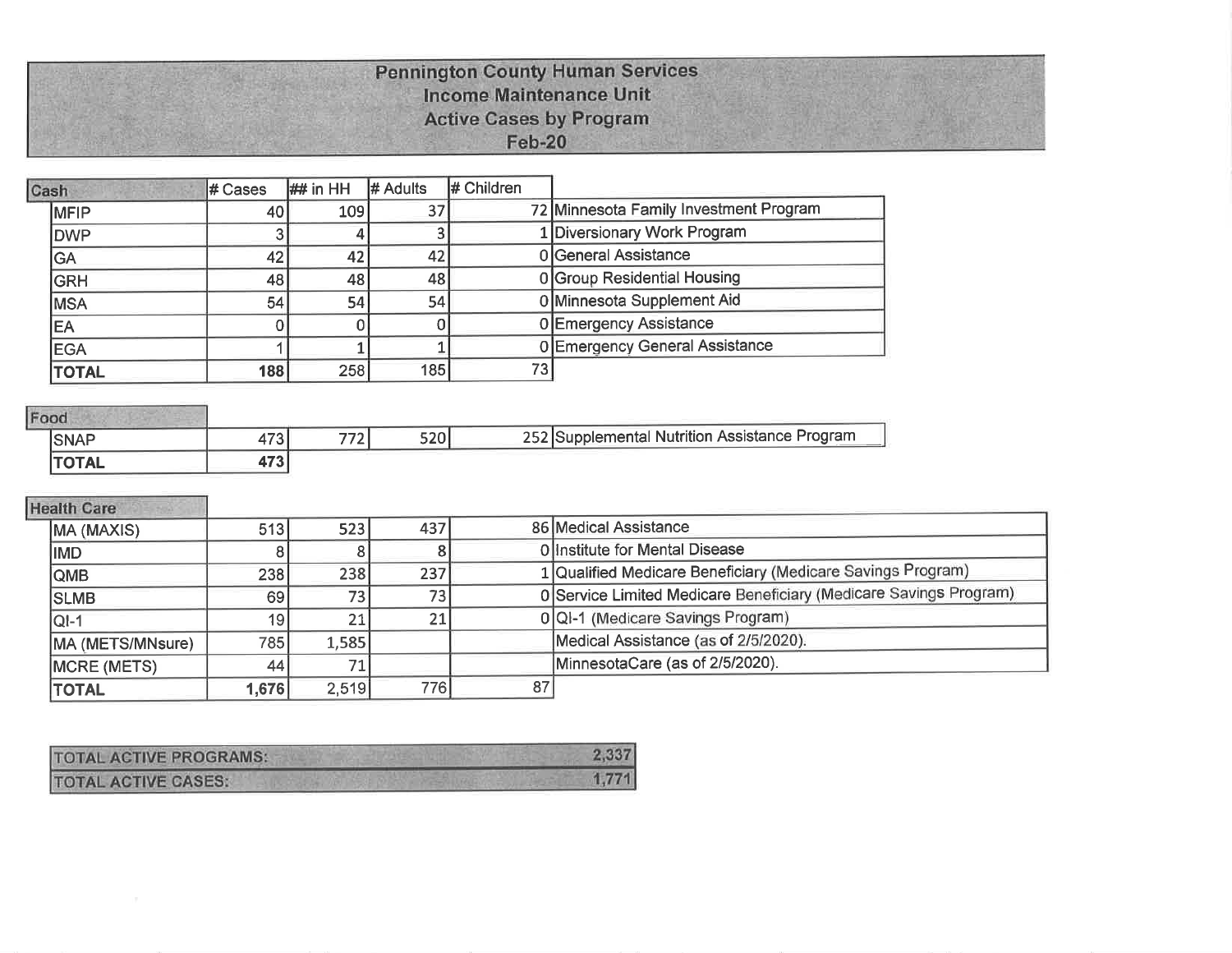## Pennington County Human Services
## Income Maintenance Unit
## Active Cases by Program
## Feb-20

| Cash | # Cases | ## in HH | # Adults | # Children | |
|---|---|---|---|---|---|
| MFIP | 40 | 109 | 37 | 72 | Minnesota Family Investment Program |
| DWP | 3 | 4 | 3 | 1 | Diversionary Work Program |
| GA | 42 | 42 | 42 | 0 | General Assistance |
| GRH | 48 | 48 | 48 | 0 | Group Residential Housing |
| MSA | 54 | 54 | 54 | 0 | Minnesota Supplement Aid |
| EA | 0 | 0 | 0 | 0 | Emergency Assistance |
| EGA | 1 | 1 | 1 | 0 | Emergency General Assistance |
| **TOTAL** | **188** | 258 | 185 | 73 | |

| Food | | | | | |
|---|---|---|---|---|---|
| SNAP | 473 | 772 | 520 | 252 | Supplemental Nutrition Assistance Program |
| **TOTAL** | **473** | | | | |

| Health Care | | | | | |
|---|---|---|---|---|---|
| MA (MAXIS) | 513 | 523 | 437 | 86 | Medical Assistance |
| IMD | 8 | 8 | 8 | 0 | Institute for Mental Disease |
| QMB | 238 | 238 | 237 | 1 | Qualified Medicare Beneficiary (Medicare Savings Program) |
| SLMB | 69 | 73 | 73 | 0 | Service Limited Medicare Beneficiary (Medicare Savings Program) |
| QI-1 | 19 | 21 | 21 | 0 | QI-1 (Medicare Savings Program) |
| MA (METS/MNsure) | 785 | 1,585 | | | Medical Assistance (as of 2/5/2020). |
| MCRE (METS) | 44 | 71 | | | MinnesotaCare (as of 2/5/2020). |
| **TOTAL** | **1,676** | 2,519 | 776 | 87 | |

| | |
|---|---|
| TOTAL ACTIVE PROGRAMS: | 2,337 |
| TOTAL ACTIVE CASES: | 1,771 |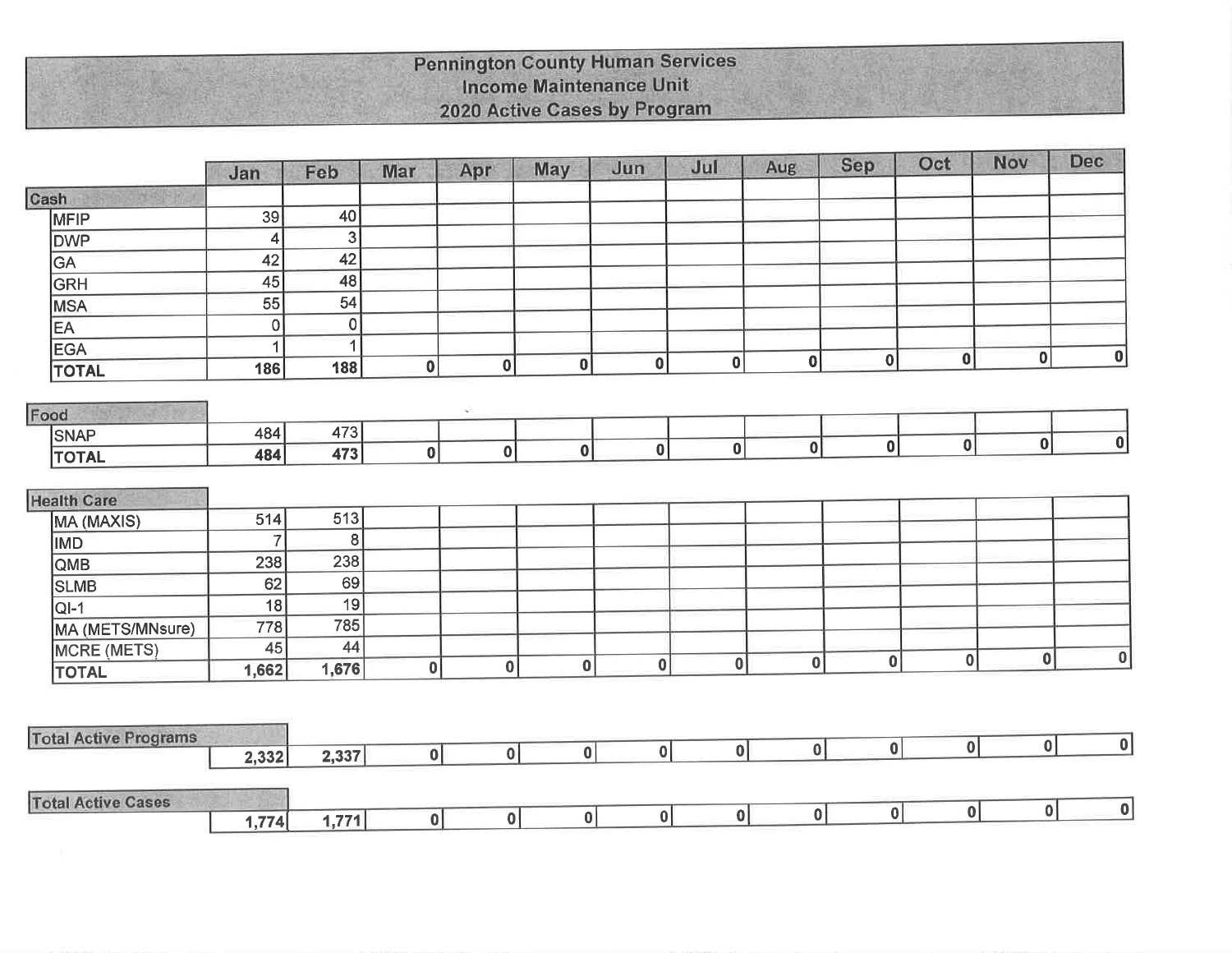# Pennington County Human Services
## Income Maintenance Unit
## 2020 Active Cases by Program

| | Jan | Feb | Mar | Apr | May | Jun | Jul | Aug | Sep | Oct | Nov | Dec |
|---|---|---|---|---|---|---|---|---|---|---|---|---|
| **Cash** | | | | | | | | | | | | |
| MFIP | 39 | 40 | | | | | | | | | | |
| DWP | 4 | 3 | | | | | | | | | | |
| GA | 42 | 42 | | | | | | | | | | |
| GRH | 45 | 48 | | | | | | | | | | |
| MSA | 55 | 54 | | | | | | | | | | |
| EA | 0 | 0 | | | | | | | | | | |
| EGA | 1 | 1 | | | | | | | | | | |
| **TOTAL** | **186** | **188** | **0** | **0** | **0** | **0** | **0** | **0** | **0** | **0** | **0** | **0** |
| **Food** | | | | | | | | | | | | |
| SNAP | 484 | 473 | | | | | | | | | | |
| **TOTAL** | **484** | **473** | **0** | **0** | **0** | **0** | **0** | **0** | **0** | **0** | **0** | **0** |
| **Health Care** | | | | | | | | | | | | |
| MA (MAXIS) | 514 | 513 | | | | | | | | | | |
| IMD | 7 | 8 | | | | | | | | | | |
| QMB | 238 | 238 | | | | | | | | | | |
| SLMB | 62 | 69 | | | | | | | | | | |
| QI-1 | 18 | 19 | | | | | | | | | | |
| MA (METS/MNsure) | 778 | 785 | | | | | | | | | | |
| MCRE (METS) | 45 | 44 | | | | | | | | | | |
| **TOTAL** | **1,662** | **1,676** | **0** | **0** | **0** | **0** | **0** | **0** | **0** | **0** | **0** | **0** |
| **Total Active Programs** | **2,332** | **2,337** | **0** | **0** | **0** | **0** | **0** | **0** | **0** | **0** | **0** | **0** |
| **Total Active Cases** | **1,774** | **1,771** | **0** | **0** | **0** | **0** | **0** | **0** | **0** | **0** | **0** | **0** |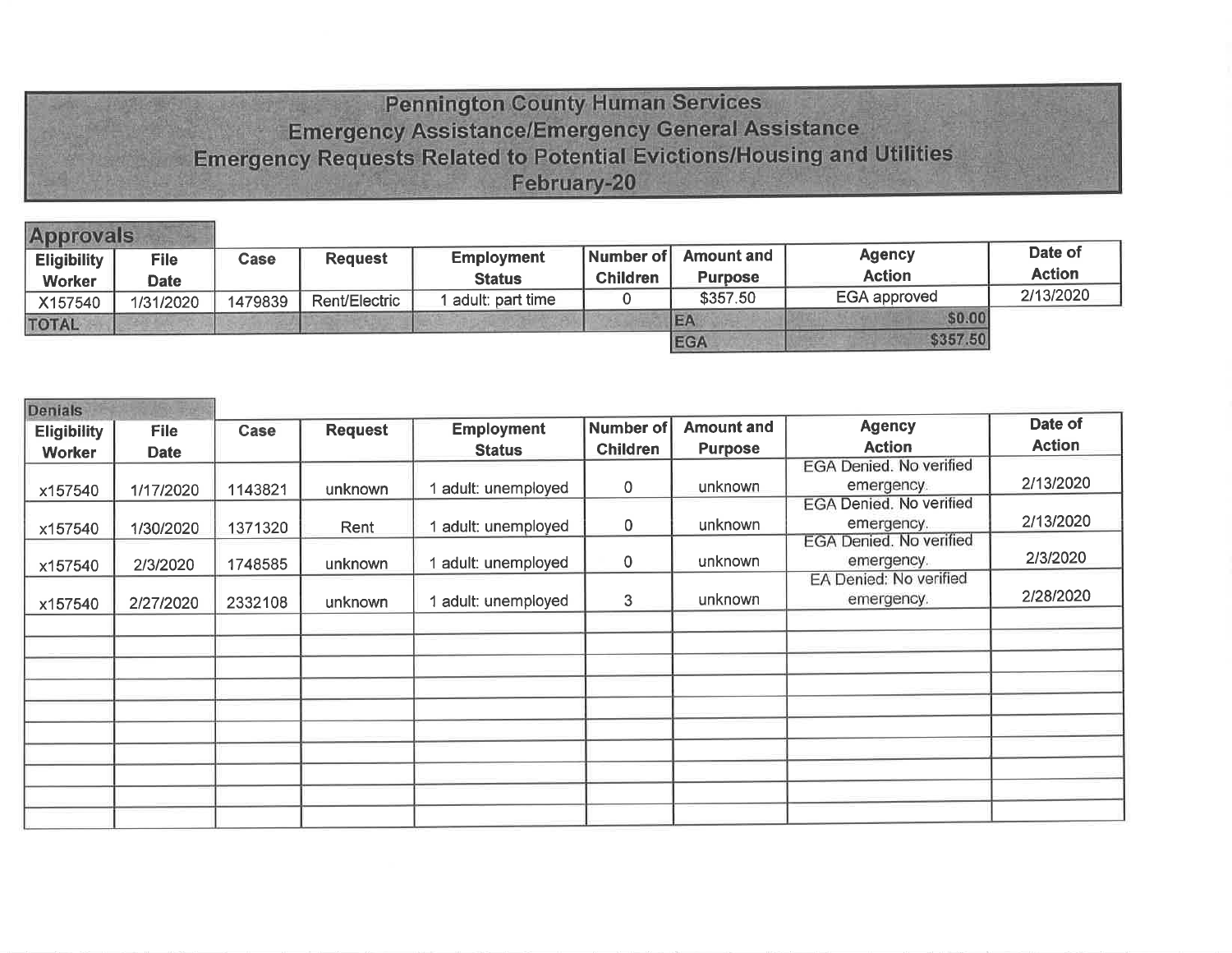# Pennington County Human Services
## Emergency Assistance/Emergency General Assistance
## Emergency Requests Related to Potential Evictions/Housing and Utilities
## February-20

### Approvals

| Eligibility Worker | File Date | Case | Request | Employment Status | Number of Children | Amount and Purpose | Agency Action | Date of Action |
|---|---|---|---|---|---|---|---|---|
| X157540 | 1/31/2020 | 1479839 | Rent/Electric | 1 adult: part time | 0 | $357.50 | EGA approved | 2/13/2020 |
| TOTAL | | | | | | EA | $0.00 | |
| | | | | | | EGA | $357.50 | |

### Denials

| Eligibility Worker | File Date | Case | Request | Employment Status | Number of Children | Amount and Purpose | Agency Action | Date of Action |
|---|---|---|---|---|---|---|---|---|
| x157540 | 1/17/2020 | 1143821 | unknown | 1 adult: unemployed | 0 | unknown | EGA Denied. No verified emergency. | 2/13/2020 |
| x157540 | 1/30/2020 | 1371320 | Rent | 1 adult: unemployed | 0 | unknown | EGA Denied. No verified emergency. | 2/13/2020 |
| x157540 | 2/3/2020 | 1748585 | unknown | 1 adult: unemployed | 0 | unknown | EGA Denied. No verified emergency. | 2/3/2020 |
| x157540 | 2/27/2020 | 2332108 | unknown | 1 adult: unemployed | 3 | unknown | EA Denied: No verified emergency. | 2/28/2020 |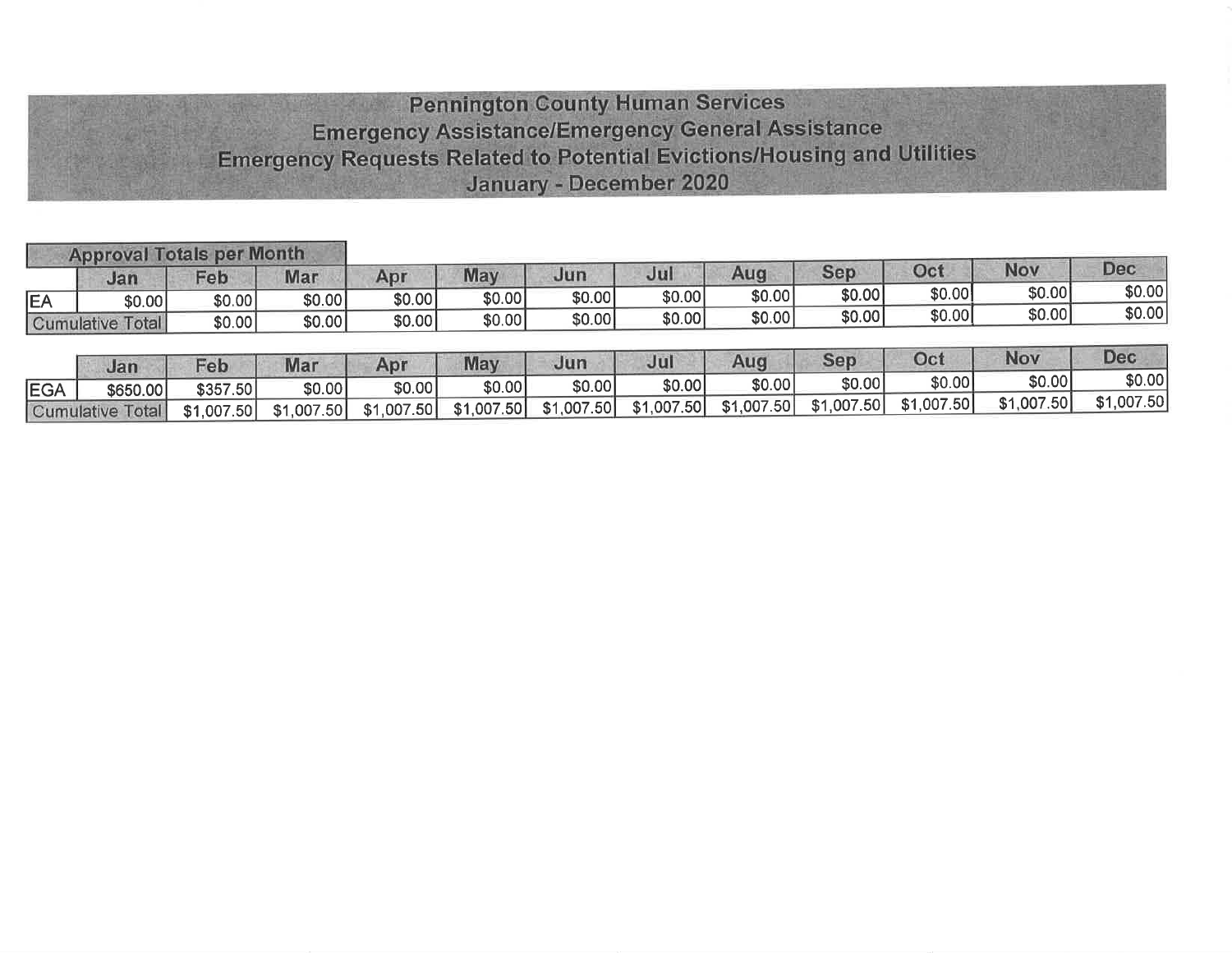# Pennington County Human Services
## Emergency Assistance/Emergency General Assistance
## Emergency Requests Related to Potential Evictions/Housing and Utilities
## January - December 2020

| Approval Totals per Month | | | | | | | | | | | | |
|---|---|---|---|---|---|---|---|---|---|---|---|---|
| | Jan | Feb | Mar | Apr | May | Jun | Jul | Aug | Sep | Oct | Nov | Dec |
| EA | $0.00 | $0.00 | $0.00 | $0.00 | $0.00 | $0.00 | $0.00 | $0.00 | $0.00 | $0.00 | $0.00 | $0.00 |
| Cumulative Total | | $0.00 | $0.00 | $0.00 | $0.00 | $0.00 | $0.00 | $0.00 | $0.00 | $0.00 | $0.00 | $0.00 |

| | Jan | Feb | Mar | Apr | May | Jun | Jul | Aug | Sep | Oct | Nov | Dec |
|---|---|---|---|---|---|---|---|---|---|---|---|---|
| EGA | $650.00 | $357.50 | $0.00 | $0.00 | $0.00 | $0.00 | $0.00 | $0.00 | $0.00 | $0.00 | $0.00 | $0.00 |
| Cumulative Total | | $1,007.50 | $1,007.50 | $1,007.50 | $1,007.50 | $1,007.50 | $1,007.50 | $1,007.50 | $1,007.50 | $1,007.50 | $1,007.50 | $1,007.50 |